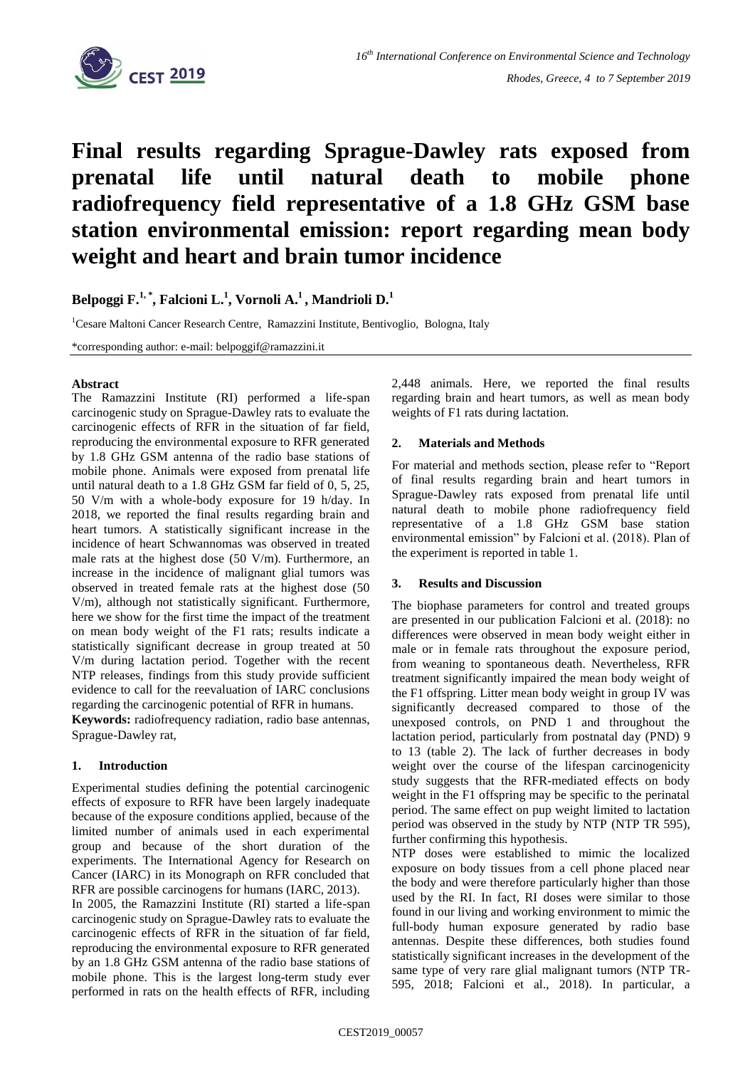# Final results regarding Sprague-Dawley rats exposed from prenatal life until natural death to mobile phone radiofrequency field representative of a 1.8 GHz GSM base station environmental emission: report regarding mean body weight and heart and brain tumor incidence

**Belpoggi F.[1,*], Falcioni L.[1], Vornoli A.[1], Mandrioli D.[1]**

[1]Cesare Maltoni Cancer Research Centre, Ramazzini Institute, Bentivoglio, Bologna, Italy

*corresponding author: e-mail: belpoggif@ramazzini.it

### Abstract

The Ramazzini Institute (RI) performed a life-span carcinogenic study on Sprague-Dawley rats to evaluate the carcinogenic effects of RFR in the situation of far field, reproducing the environmental exposure to RFR generated by 1.8 GHz GSM antenna of the radio base stations of mobile phone. Animals were exposed from prenatal life until natural death to a 1.8 GHz GSM far field of 0, 5, 25, 50 V/m with a whole-body exposure for 19 h/day. In 2018, we reported the final results regarding brain and heart tumors. A statistically significant increase in the incidence of heart Schwannomas was observed in treated male rats at the highest dose (50 V/m). Furthermore, an increase in the incidence of malignant glial tumors was observed in treated female rats at the highest dose (50 V/m), although not statistically significant. Furthermore, here we show for the first time the impact of the treatment on mean body weight of the F1 rats; results indicate a statistically significant decrease in group treated at 50 V/m during lactation period. Together with the recent NTP releases, findings from this study provide sufficient evidence to call for the reevaluation of IARC conclusions regarding the carcinogenic potential of RFR in humans.

**Keywords:** radiofrequency radiation, radio base antennas, Sprague-Dawley rat,

### 1. Introduction

Experimental studies defining the potential carcinogenic effects of exposure to RFR have been largely inadequate because of the exposure conditions applied, because of the limited number of animals used in each experimental group and because of the short duration of the experiments. The International Agency for Research on Cancer (IARC) in its Monograph on RFR concluded that RFR are possible carcinogens for humans (IARC, 2013).

In 2005, the Ramazzini Institute (RI) started a life-span carcinogenic study on Sprague-Dawley rats to evaluate the carcinogenic effects of RFR in the situation of far field, reproducing the environmental exposure to RFR generated by an 1.8 GHz GSM antenna of the radio base stations of mobile phone. This is the largest long-term study ever performed in rats on the health effects of RFR, including 2,448 animals. Here, we reported the final results regarding brain and heart tumors, as well as mean body weights of F1 rats during lactation.

### 2. Materials and Methods

For material and methods section, please refer to "Report of final results regarding brain and heart tumors in Sprague-Dawley rats exposed from prenatal life until natural death to mobile phone radiofrequency field representative of a 1.8 GHz GSM base station environmental emission" by Falcioni et al. (2018). Plan of the experiment is reported in table 1.

### 3. Results and Discussion

The biophase parameters for control and treated groups are presented in our publication Falcioni et al. (2018): no differences were observed in mean body weight either in male or in female rats throughout the exposure period, from weaning to spontaneous death. Nevertheless, RFR treatment significantly impaired the mean body weight of the F1 offspring. Litter mean body weight in group IV was significantly decreased compared to those of the unexposed controls, on PND 1 and throughout the lactation period, particularly from postnatal day (PND) 9 to 13 (table 2). The lack of further decreases in body weight over the course of the lifespan carcinogenicity study suggests that the RFR-mediated effects on body weight in the F1 offspring may be specific to the perinatal period. The same effect on pup weight limited to lactation period was observed in the study by NTP (NTP TR 595), further confirming this hypothesis.

NTP doses were established to mimic the localized exposure on body tissues from a cell phone placed near the body and were therefore particularly higher than those used by the RI. In fact, RI doses were similar to those found in our living and working environment to mimic the full-body human exposure generated by radio base antennas. Despite these differences, both studies found statistically significant increases in the development of the same type of very rare glial malignant tumors (NTP TR-595, 2018; Falcioni et al., 2018). In particular, a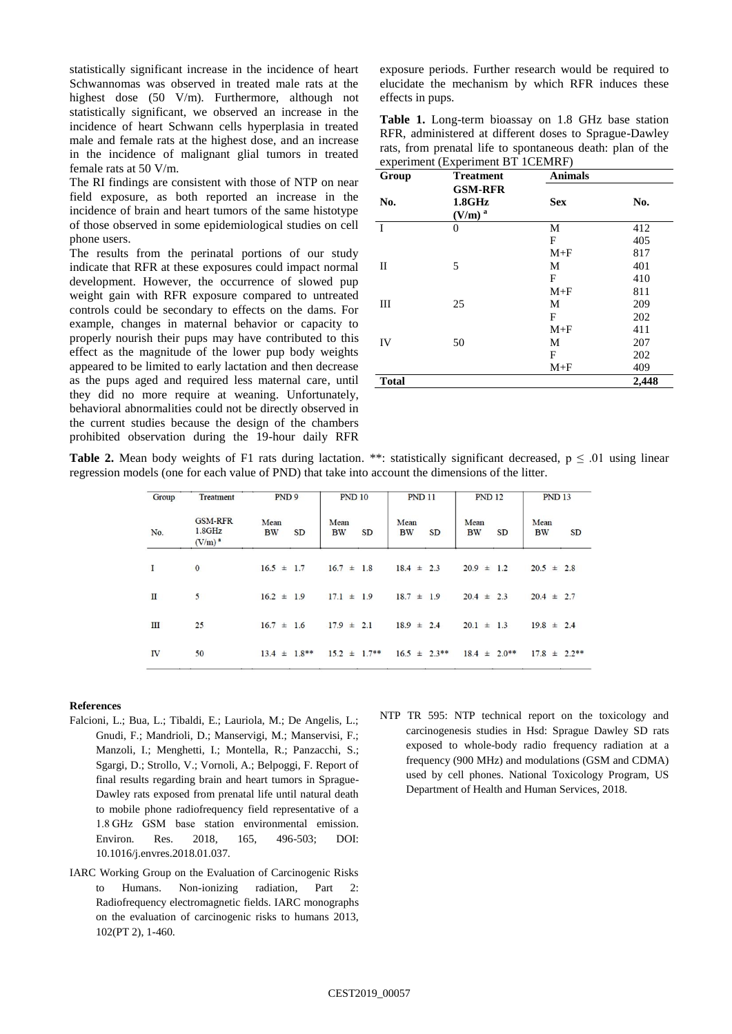statistically significant increase in the incidence of heart Schwannomas was observed in treated male rats at the highest dose (50 V/m). Furthermore, although not statistically significant, we observed an increase in the incidence of heart Schwann cells hyperplasia in treated male and female rats at the highest dose, and an increase in the incidence of malignant glial tumors in treated female rats at 50 V/m.

The RI findings are consistent with those of NTP on near field exposure, as both reported an increase in the incidence of brain and heart tumors of the same histotype of those observed in some epidemiological studies on cell phone users.

The results from the perinatal portions of our study indicate that RFR at these exposures could impact normal development. However, the occurrence of slowed pup weight gain with RFR exposure compared to untreated controls could be secondary to effects on the dams. For example, changes in maternal behavior or capacity to properly nourish their pups may have contributed to this effect as the magnitude of the lower pup body weights appeared to be limited to early lactation and then decrease as the pups aged and required less maternal care, until they did no more require at weaning. Unfortunately, behavioral abnormalities could not be directly observed in the current studies because the design of the chambers prohibited observation during the 19-hour daily RFR exposure periods. Further research would be required to elucidate the mechanism by which RFR induces these effects in pups.

**Table 1.** Long-term bioassay on 1.8 GHz base station RFR, administered at different doses to Sprague-Dawley rats, from prenatal life to spontaneous death: plan of the experiment (Experiment BT 1CEMRF)

| Group No. | Treatment GSM-RFR 1.8GHz (V/m) [a] | Animals Sex | No. |
|---|---|---|---|
| I | 0 | M | 412 |
| | | F | 405 |
| | | M+F | 817 |
| II | 5 | M | 401 |
| | | F | 410 |
| | | M+F | 811 |
| III | 25 | M | 209 |
| | | F | 202 |
| | | M+F | 411 |
| IV | 50 | M | 207 |
| | | F | 202 |
| | | M+F | 409 |
| **Total** | | | **2,448** |

**Table 2.** Mean body weights of F1 rats during lactation. **: statistically significant decreased, $p \leq .01$ using linear regression models (one for each value of PND) that take into account the dimensions of the litter.

| Group | Treatment | PND 9 | PND 10 | PND 11 | PND 12 | PND 13 |
|---|---|---|---|---|---|---|
| No. | GSM-RFR 1.8GHz (V/m) [a] | Mean BW ± SD | Mean BW ± SD | Mean BW ± SD | Mean BW ± SD | Mean BW ± SD |
| I | 0 | 16.5 ± 1.7 | 16.7 ± 1.8 | 18.4 ± 2.3 | 20.9 ± 1.2 | 20.5 ± 2.8 |
| II | 5 | 16.2 ± 1.9 | 17.1 ± 1.9 | 18.7 ± 1.9 | 20.4 ± 2.3 | 20.4 ± 2.7 |
| III | 25 | 16.7 ± 1.6 | 17.9 ± 2.1 | 18.9 ± 2.4 | 20.1 ± 1.3 | 19.8 ± 2.4 |
| IV | 50 | 13.4 ± 1.8** | 15.2 ± 1.7** | 16.5 ± 2.3** | 18.4 ± 2.0** | 17.8 ± 2.2** |

**References**

Falcioni, L.; Bua, L.; Tibaldi, E.; Lauriola, M.; De Angelis, L.; Gnudi, F.; Mandrioli, D.; Manservigi, M.; Manservisi, F.; Manzoli, I.; Menghetti, I.; Montella, R.; Panzacchi, S.; Sgargi, D.; Strollo, V.; Vornoli, A.; Belpoggi, F. Report of final results regarding brain and heart tumors in Sprague-Dawley rats exposed from prenatal life until natural death to mobile phone radiofrequency field representative of a 1.8 GHz GSM base station environmental emission. Environ. Res. 2018, 165, 496-503; DOI: 10.1016/j.envres.2018.01.037.

IARC Working Group on the Evaluation of Carcinogenic Risks to Humans. Non-ionizing radiation, Part 2: Radiofrequency electromagnetic fields. IARC monographs on the evaluation of carcinogenic risks to humans 2013, 102(PT 2), 1-460.

NTP TR 595: NTP technical report on the toxicology and carcinogenesis studies in Hsd: Sprague Dawley SD rats exposed to whole-body radio frequency radiation at a frequency (900 MHz) and modulations (GSM and CDMA) used by cell phones. National Toxicology Program, US Department of Health and Human Services, 2018.